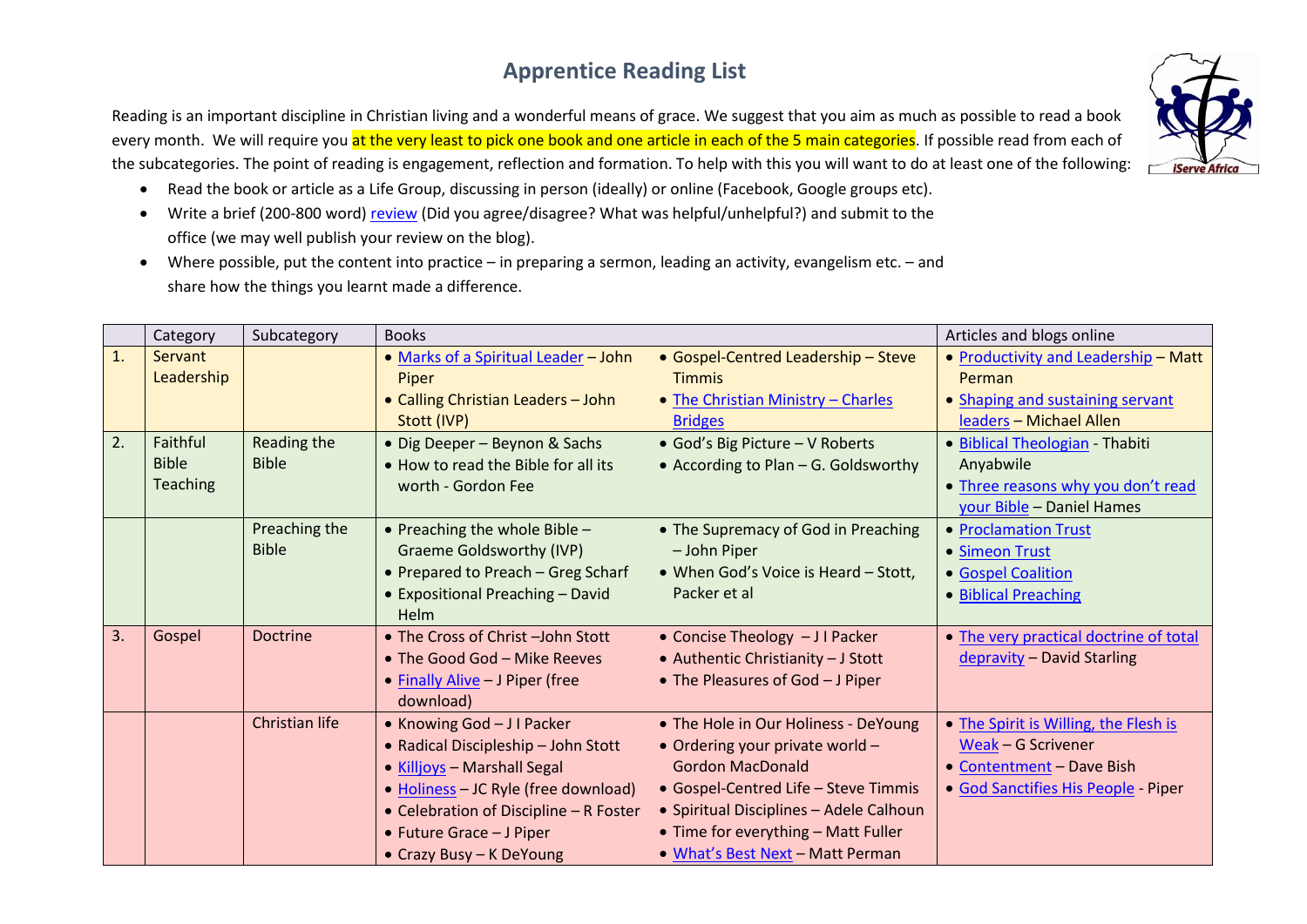# Apprentice Reading List

Reading is an important discipline in Christian living and a wonderful means of grace. We suggest that you aim as much as possible to read a book every month. We will require you at the very least to pick one book and one article in each of the 5 main categories. If possible read from each of the subcategories. The point of reading is engagement, reflection and formation. To help with this you will want to do at least one of the following:

- Read the book or article as a Life Group, discussing in person (ideally) or online (Facebook, Google groups etc).
- Write a brief (200-800 word) review (Did you agree/disagree? What was helpful/unhelpful?) and submit to the office (we may well publish your review on the blog).
- Where possible, put the content into practice – in preparing a sermon, leading an activity, evangelism etc. – and share how the things you learnt made a difference.

| | Category | Subcategory | Books | | Articles and blogs online |
|---|---|---|---|---|---|
| 1. | Servant Leadership | | • Marks of a Spiritual Leader – John Piper<br>• Calling Christian Leaders – John Stott (IVP) | • Gospel-Centred Leadership – Steve Timmis<br>• The Christian Ministry – Charles Bridges | • Productivity and Leadership – Matt Perman<br>• Shaping and sustaining servant leaders – Michael Allen |
| 2. | Faithful Bible Teaching | Reading the Bible | • Dig Deeper – Beynon & Sachs<br>• How to read the Bible for all its worth - Gordon Fee | • God's Big Picture – V Roberts<br>• According to Plan – G. Goldsworthy | • Biblical Theologian - Thabiti Anyabwile<br>• Three reasons why you don't read your Bible – Daniel Hames |
| | | Preaching the Bible | • Preaching the whole Bible – Graeme Goldsworthy (IVP)<br>• Prepared to Preach – Greg Scharf<br>• Expositional Preaching – David Helm | • The Supremacy of God in Preaching – John Piper<br>• When God's Voice is Heard – Stott, Packer et al | • Proclamation Trust<br>• Simeon Trust<br>• Gospel Coalition<br>• Biblical Preaching |
| 3. | Gospel | Doctrine | • The Cross of Christ –John Stott<br>• The Good God – Mike Reeves<br>• Finally Alive – J Piper (free download) | • Concise Theology – J I Packer<br>• Authentic Christianity – J Stott<br>• The Pleasures of God – J Piper | • The very practical doctrine of total depravity – David Starling |
| | | Christian life | • Knowing God – J I Packer<br>• Radical Discipleship – John Stott<br>• Killjoys – Marshall Segal<br>• Holiness – JC Ryle (free download)<br>• Celebration of Discipline – R Foster<br>• Future Grace – J Piper<br>• Crazy Busy – K DeYoung | • The Hole in Our Holiness - DeYoung<br>• Ordering your private world – Gordon MacDonald<br>• Gospel-Centred Life – Steve Timmis<br>• Spiritual Disciplines – Adele Calhoun<br>• Time for everything – Matt Fuller<br>• What's Best Next – Matt Perman | • The Spirit is Willing, the Flesh is Weak – G Scrivener<br>• Contentment – Dave Bish<br>• God Sanctifies His People - Piper |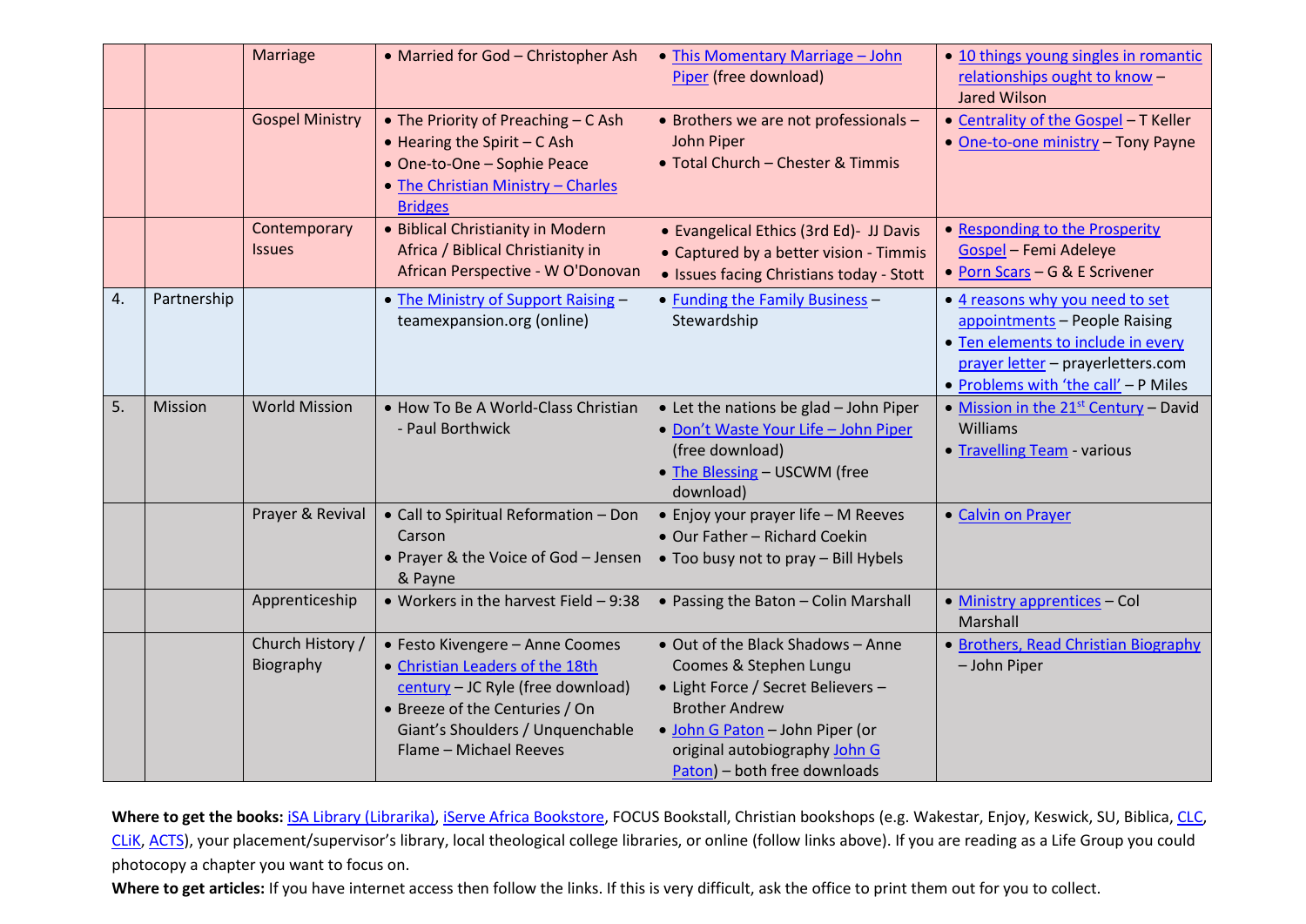| | | | | | |
|---|---|---|---|---|---|
| | | Marriage | • Married for God – Christopher Ash | • This Momentary Marriage – John Piper (free download) | • 10 things young singles in romantic relationships ought to know – Jared Wilson |
| | | Gospel Ministry | • The Priority of Preaching – C Ash<br>• Hearing the Spirit – C Ash<br>• One-to-One – Sophie Peace<br>• The Christian Ministry – Charles Bridges | • Brothers we are not professionals – John Piper<br>• Total Church – Chester & Timmis | • Centrality of the Gospel – T Keller<br>• One-to-one ministry – Tony Payne |
| | | Contemporary Issues | • Biblical Christianity in Modern Africa / Biblical Christianity in African Perspective - W O'Donovan | • Evangelical Ethics (3rd Ed)- JJ Davis<br>• Captured by a better vision - Timmis<br>• Issues facing Christians today - Stott | • Responding to the Prosperity Gospel – Femi Adeleye<br>• Porn Scars – G & E Scrivener |
| 4. | Partnership | | • The Ministry of Support Raising – teamexpansion.org (online) | • Funding the Family Business – Stewardship | • 4 reasons why you need to set appointments – People Raising<br>• Ten elements to include in every prayer letter – prayerletters.com<br>• Problems with 'the call' – P Miles |
| 5. | Mission | World Mission | • How To Be A World-Class Christian - Paul Borthwick | • Let the nations be glad – John Piper<br>• Don't Waste Your Life – John Piper (free download)<br>• The Blessing – USCWM (free download) | • Mission in the 21st Century – David Williams<br>• Travelling Team - various |
| | | Prayer & Revival | • Call to Spiritual Reformation – Don Carson<br>• Prayer & the Voice of God – Jensen & Payne | • Enjoy your prayer life – M Reeves<br>• Our Father – Richard Coekin<br>• Too busy not to pray – Bill Hybels | • Calvin on Prayer |
| | | Apprenticeship | • Workers in the harvest Field – 9:38 | • Passing the Baton – Colin Marshall | • Ministry apprentices – Col Marshall |
| | | Church History / Biography | • Festo Kivengere – Anne Coomes<br>• Christian Leaders of the 18th century – JC Ryle (free download)<br>• Breeze of the Centuries / On Giant's Shoulders / Unquenchable Flame – Michael Reeves | • Out of the Black Shadows – Anne Coomes & Stephen Lungu<br>• Light Force / Secret Believers – Brother Andrew<br>• John G Paton – John Piper (or original autobiography John G Paton) – both free downloads | • Brothers, Read Christian Biography – John Piper |

**Where to get the books:** iSA Library (Librarika), iServe Africa Bookstore, FOCUS Bookstall, Christian bookshops (e.g. Wakestar, Enjoy, Keswick, SU, Biblica, CLC, CLiK, ACTS), your placement/supervisor's library, local theological college libraries, or online (follow links above). If you are reading as a Life Group you could photocopy a chapter you want to focus on.

**Where to get articles:** If you have internet access then follow the links. If this is very difficult, ask the office to print them out for you to collect.